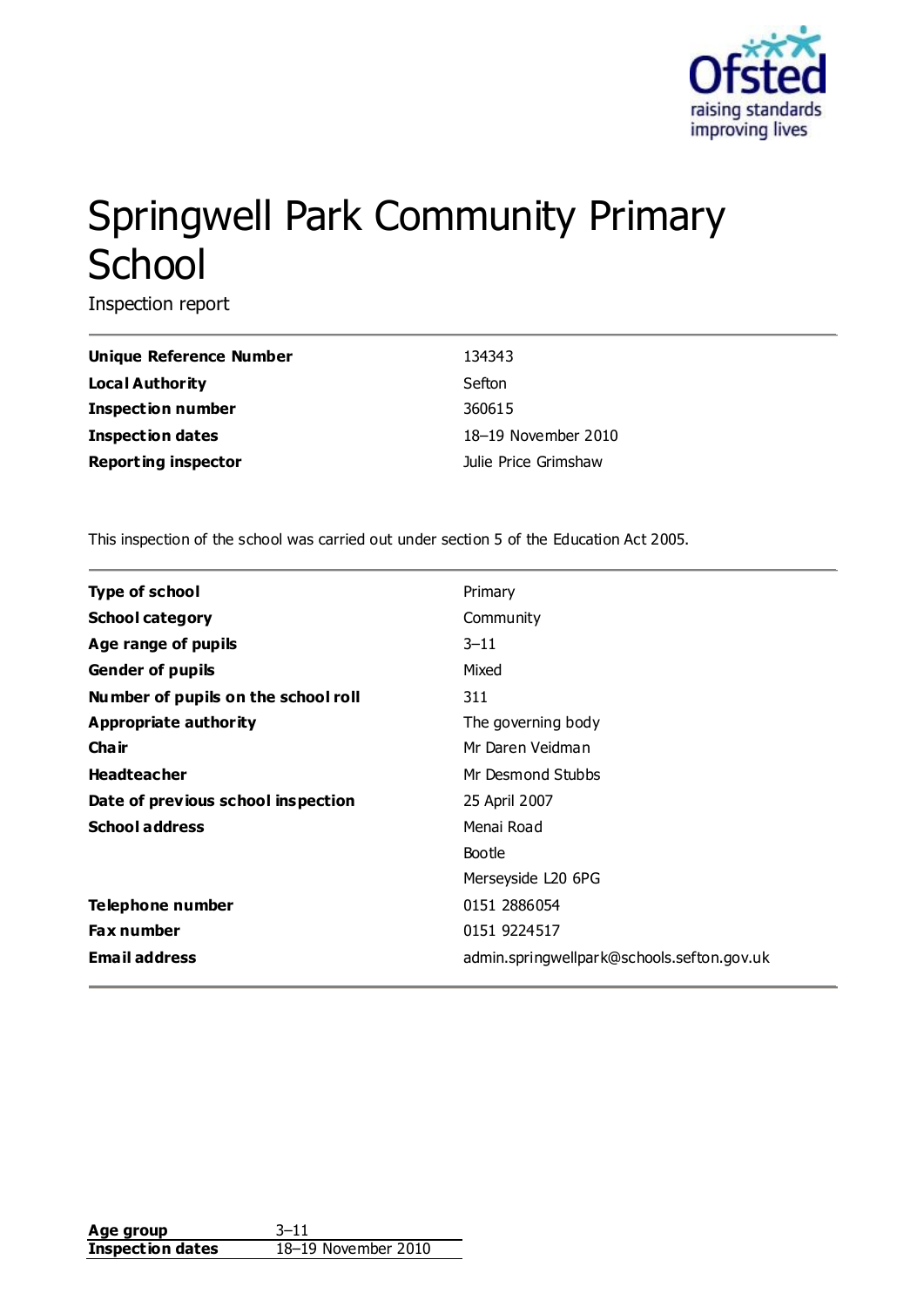# Springwell Park Community Primary School

Inspection report

| | |
|---|---|
| **Unique Reference Number** | 134343 |
| **Local Authority** | Sefton |
| **Inspection number** | 360615 |
| **Inspection dates** | 18–19 November 2010 |
| **Reporting inspector** | Julie Price Grimshaw |

This inspection of the school was carried out under section 5 of the Education Act 2005.

| | |
|---|---|
| **Type of school** | Primary |
| **School category** | Community |
| **Age range of pupils** | 3–11 |
| **Gender of pupils** | Mixed |
| **Number of pupils on the school roll** | 311 |
| **Appropriate authority** | The governing body |
| **Chair** | Mr Daren Veidman |
| **Headteacher** | Mr Desmond Stubbs |
| **Date of previous school inspection** | 25 April 2007 |
| **School address** | Menai Road<br>Bootle<br>Merseyside L20 6PG |
| **Telephone number** | 0151 2886054 |
| **Fax number** | 0151 9224517 |
| **Email address** | admin.springwellpark@schools.sefton.gov.uk |

| | |
|---|---|
| **Age group** | 3–11 |
| **Inspection dates** | 18–19 November 2010 |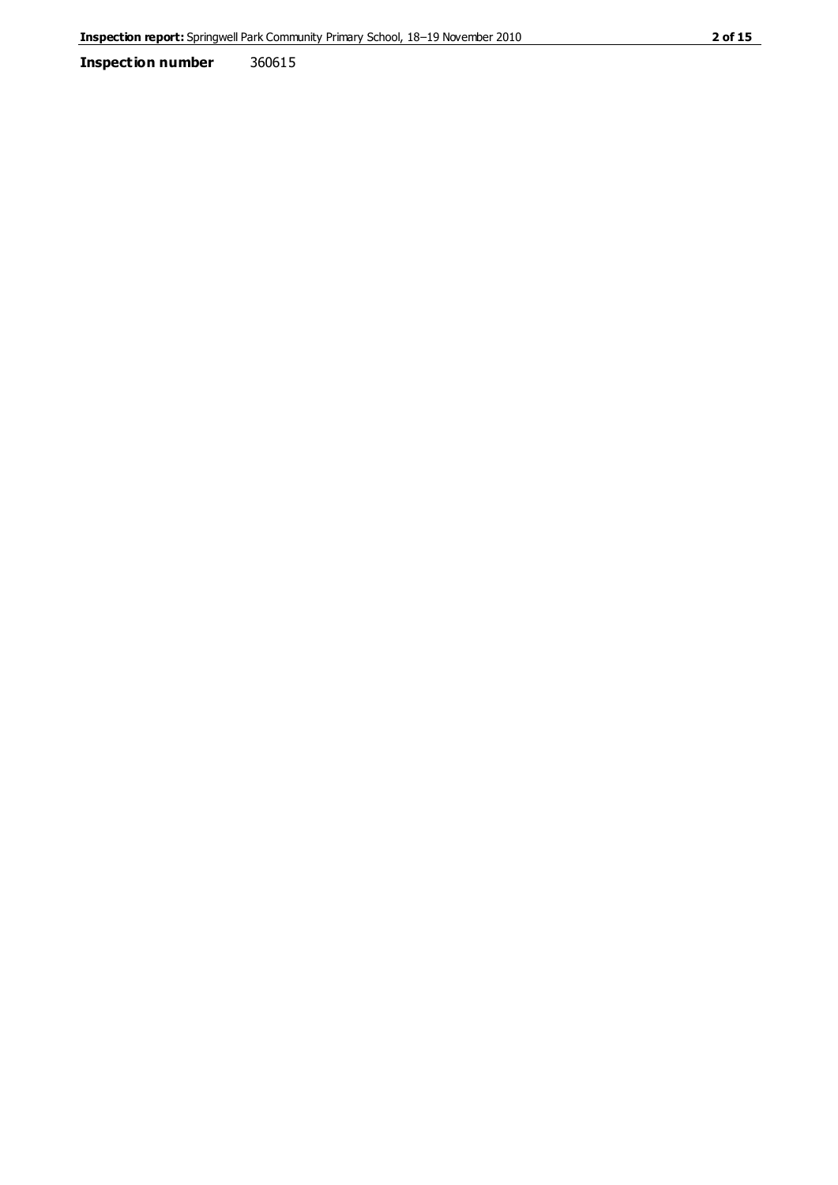**Inspection number** 360615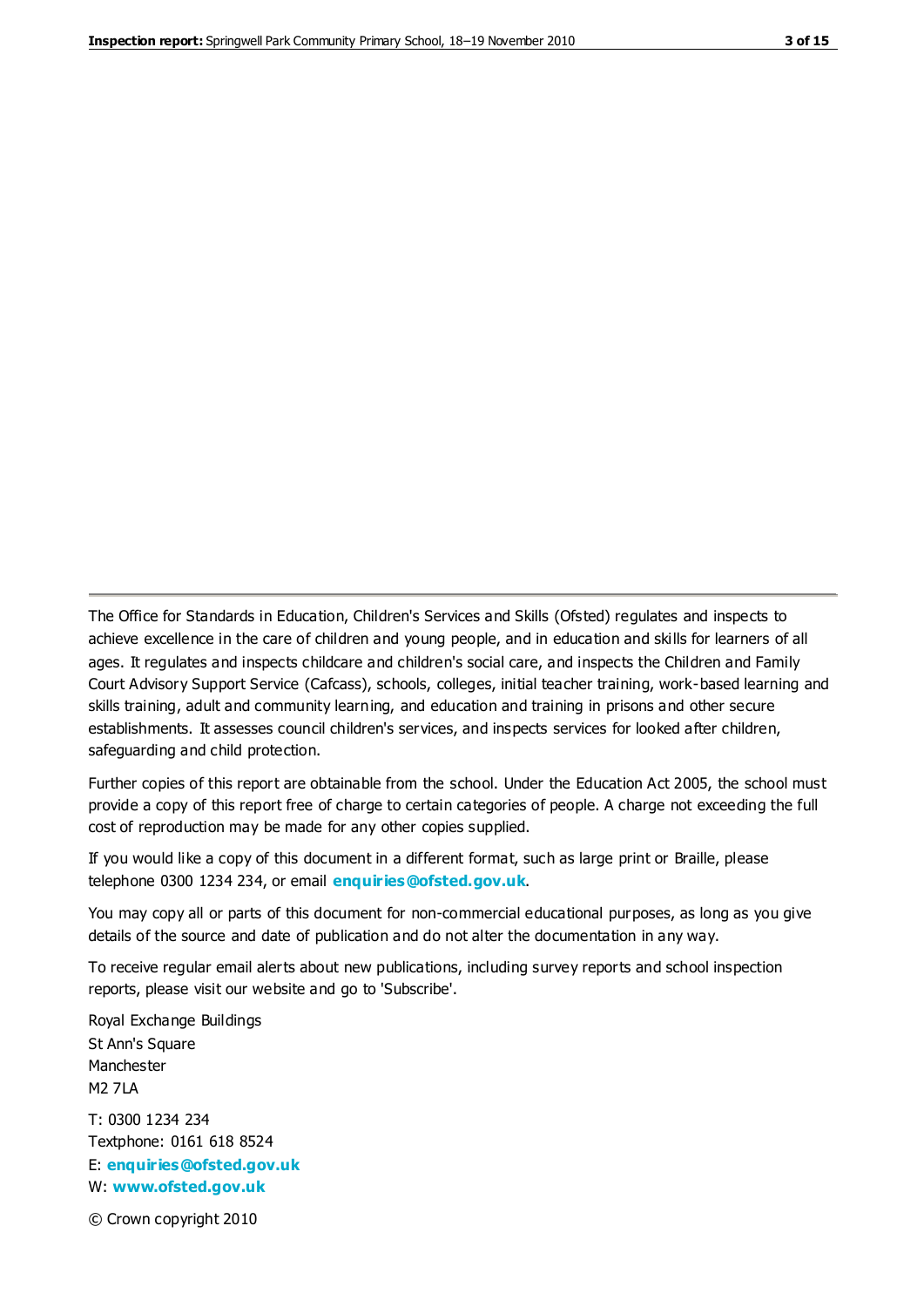The Office for Standards in Education, Children's Services and Skills (Ofsted) regulates and inspects to achieve excellence in the care of children and young people, and in education and skills for learners of all ages. It regulates and inspects childcare and children's social care, and inspects the Children and Family Court Advisory Support Service (Cafcass), schools, colleges, initial teacher training, work-based learning and skills training, adult and community learning, and education and training in prisons and other secure establishments. It assesses council children's services, and inspects services for looked after children, safeguarding and child protection.

Further copies of this report are obtainable from the school. Under the Education Act 2005, the school must provide a copy of this report free of charge to certain categories of people. A charge not exceeding the full cost of reproduction may be made for any other copies supplied.

If you would like a copy of this document in a different format, such as large print or Braille, please telephone 0300 1234 234, or email **enquiries@ofsted.gov.uk**.

You may copy all or parts of this document for non-commercial educational purposes, as long as you give details of the source and date of publication and do not alter the documentation in any way.

To receive regular email alerts about new publications, including survey reports and school inspection reports, please visit our website and go to 'Subscribe'.

Royal Exchange Buildings
St Ann's Square
Manchester
M2 7LA

T: 0300 1234 234
Textphone: 0161 618 8524
E: **enquiries@ofsted.gov.uk**
W: **www.ofsted.gov.uk**

© Crown copyright 2010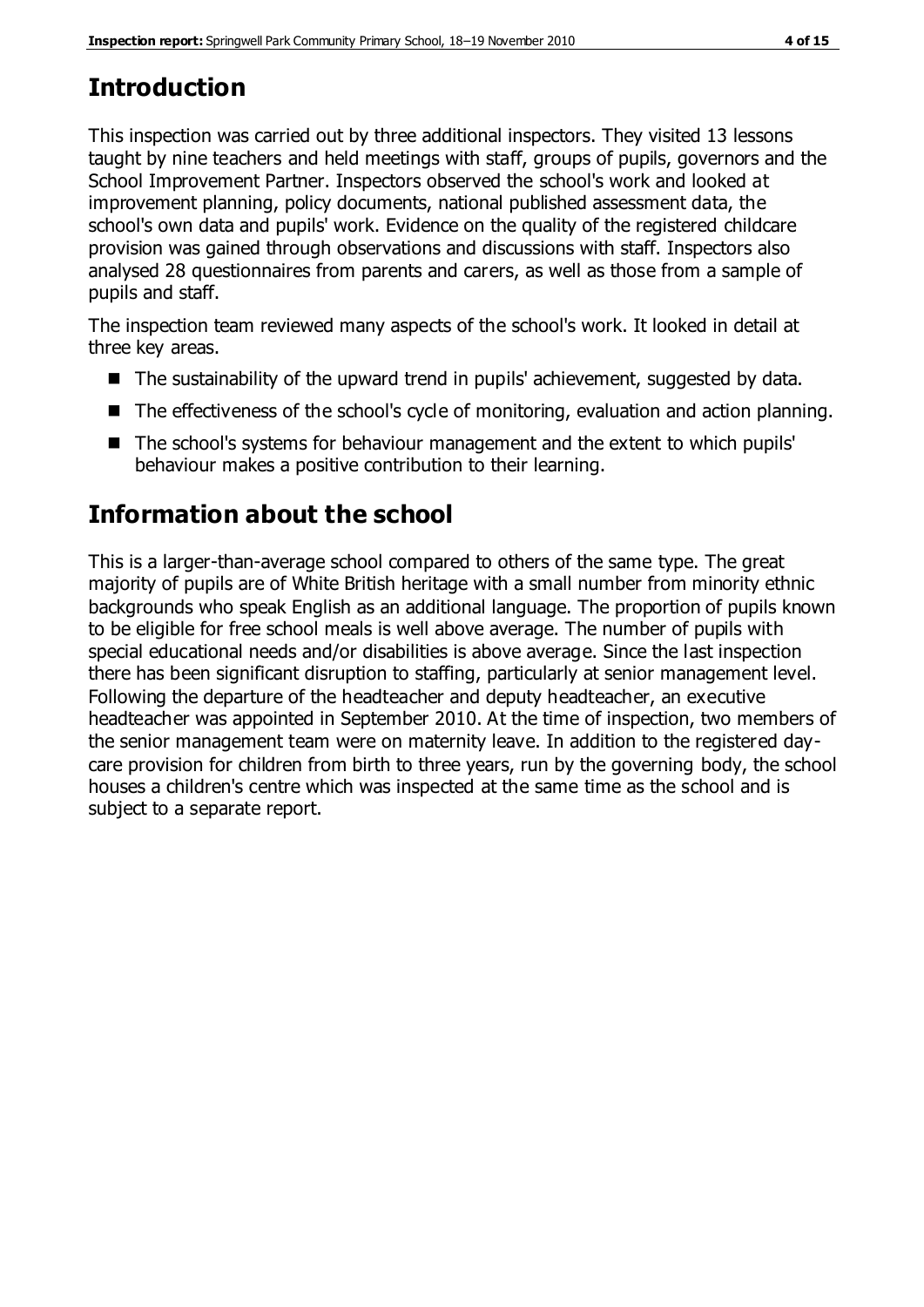## Introduction

This inspection was carried out by three additional inspectors. They visited 13 lessons taught by nine teachers and held meetings with staff, groups of pupils, governors and the School Improvement Partner. Inspectors observed the school's work and looked at improvement planning, policy documents, national published assessment data, the school's own data and pupils' work. Evidence on the quality of the registered childcare provision was gained through observations and discussions with staff. Inspectors also analysed 28 questionnaires from parents and carers, as well as those from a sample of pupils and staff.

The inspection team reviewed many aspects of the school's work. It looked in detail at three key areas.

- The sustainability of the upward trend in pupils' achievement, suggested by data.
- The effectiveness of the school's cycle of monitoring, evaluation and action planning.
- The school's systems for behaviour management and the extent to which pupils' behaviour makes a positive contribution to their learning.

## Information about the school

This is a larger-than-average school compared to others of the same type. The great majority of pupils are of White British heritage with a small number from minority ethnic backgrounds who speak English as an additional language. The proportion of pupils known to be eligible for free school meals is well above average. The number of pupils with special educational needs and/or disabilities is above average. Since the last inspection there has been significant disruption to staffing, particularly at senior management level. Following the departure of the headteacher and deputy headteacher, an executive headteacher was appointed in September 2010. At the time of inspection, two members of the senior management team were on maternity leave. In addition to the registered day-care provision for children from birth to three years, run by the governing body, the school houses a children's centre which was inspected at the same time as the school and is subject to a separate report.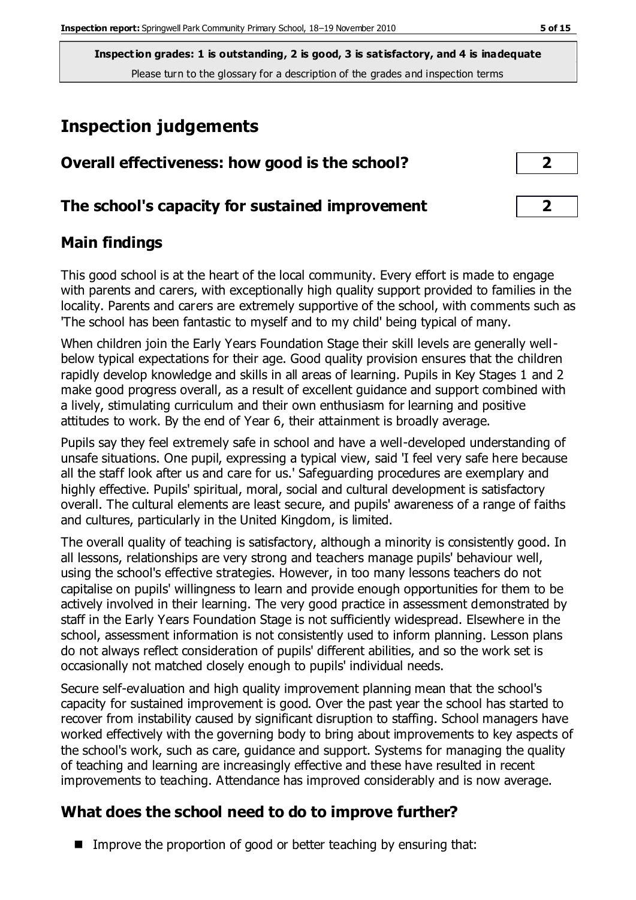**Inspection grades: 1 is outstanding, 2 is good, 3 is satisfactory, and 4 is inadequate**
Please turn to the glossary for a description of the grades and inspection terms

# Inspection judgements

## Overall effectiveness: how good is the school? **2**

## The school's capacity for sustained improvement **2**

## Main findings

This good school is at the heart of the local community. Every effort is made to engage with parents and carers, with exceptionally high quality support provided to families in the locality. Parents and carers are extremely supportive of the school, with comments such as 'The school has been fantastic to myself and to my child' being typical of many.

When children join the Early Years Foundation Stage their skill levels are generally well-below typical expectations for their age. Good quality provision ensures that the children rapidly develop knowledge and skills in all areas of learning. Pupils in Key Stages 1 and 2 make good progress overall, as a result of excellent guidance and support combined with a lively, stimulating curriculum and their own enthusiasm for learning and positive attitudes to work. By the end of Year 6, their attainment is broadly average.

Pupils say they feel extremely safe in school and have a well-developed understanding of unsafe situations. One pupil, expressing a typical view, said 'I feel very safe here because all the staff look after us and care for us.' Safeguarding procedures are exemplary and highly effective. Pupils' spiritual, moral, social and cultural development is satisfactory overall. The cultural elements are least secure, and pupils' awareness of a range of faiths and cultures, particularly in the United Kingdom, is limited.

The overall quality of teaching is satisfactory, although a minority is consistently good. In all lessons, relationships are very strong and teachers manage pupils' behaviour well, using the school's effective strategies. However, in too many lessons teachers do not capitalise on pupils' willingness to learn and provide enough opportunities for them to be actively involved in their learning. The very good practice in assessment demonstrated by staff in the Early Years Foundation Stage is not sufficiently widespread. Elsewhere in the school, assessment information is not consistently used to inform planning. Lesson plans do not always reflect consideration of pupils' different abilities, and so the work set is occasionally not matched closely enough to pupils' individual needs.

Secure self-evaluation and high quality improvement planning mean that the school's capacity for sustained improvement is good. Over the past year the school has started to recover from instability caused by significant disruption to staffing. School managers have worked effectively with the governing body to bring about improvements to key aspects of the school's work, such as care, guidance and support. Systems for managing the quality of teaching and learning are increasingly effective and these have resulted in recent improvements to teaching. Attendance has improved considerably and is now average.

## What does the school need to do to improve further?

- Improve the proportion of good or better teaching by ensuring that: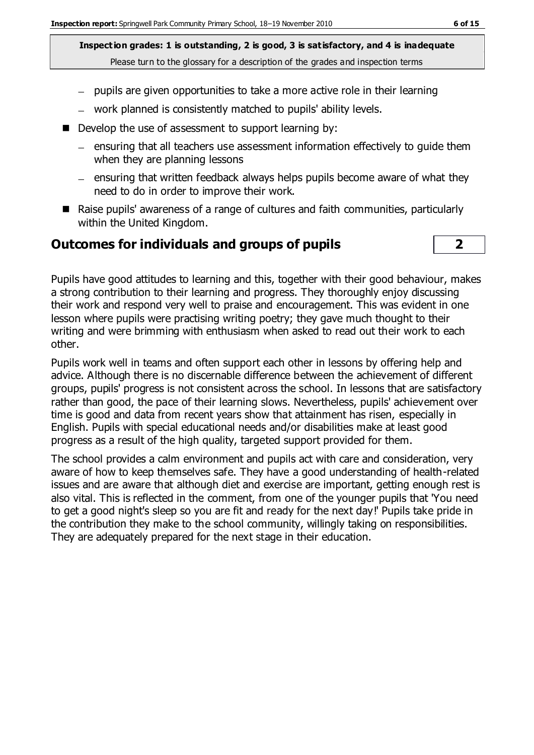- pupils are given opportunities to take a more active role in their learning
  - work planned is consistently matched to pupils' ability levels.
- Develop the use of assessment to support learning by:
  - ensuring that all teachers use assessment information effectively to guide them when they are planning lessons
  - ensuring that written feedback always helps pupils become aware of what they need to do in order to improve their work.
- Raise pupils' awareness of a range of cultures and faith communities, particularly within the United Kingdom.

## Outcomes for individuals and groups of pupils — 2

Pupils have good attitudes to learning and this, together with their good behaviour, makes a strong contribution to their learning and progress. They thoroughly enjoy discussing their work and respond very well to praise and encouragement. This was evident in one lesson where pupils were practising writing poetry; they gave much thought to their writing and were brimming with enthusiasm when asked to read out their work to each other.

Pupils work well in teams and often support each other in lessons by offering help and advice. Although there is no discernable difference between the achievement of different groups, pupils' progress is not consistent across the school. In lessons that are satisfactory rather than good, the pace of their learning slows. Nevertheless, pupils' achievement over time is good and data from recent years show that attainment has risen, especially in English. Pupils with special educational needs and/or disabilities make at least good progress as a result of the high quality, targeted support provided for them.

The school provides a calm environment and pupils act with care and consideration, very aware of how to keep themselves safe. They have a good understanding of health-related issues and are aware that although diet and exercise are important, getting enough rest is also vital. This is reflected in the comment, from one of the younger pupils that 'You need to get a good night's sleep so you are fit and ready for the next day!' Pupils take pride in the contribution they make to the school community, willingly taking on responsibilities. They are adequately prepared for the next stage in their education.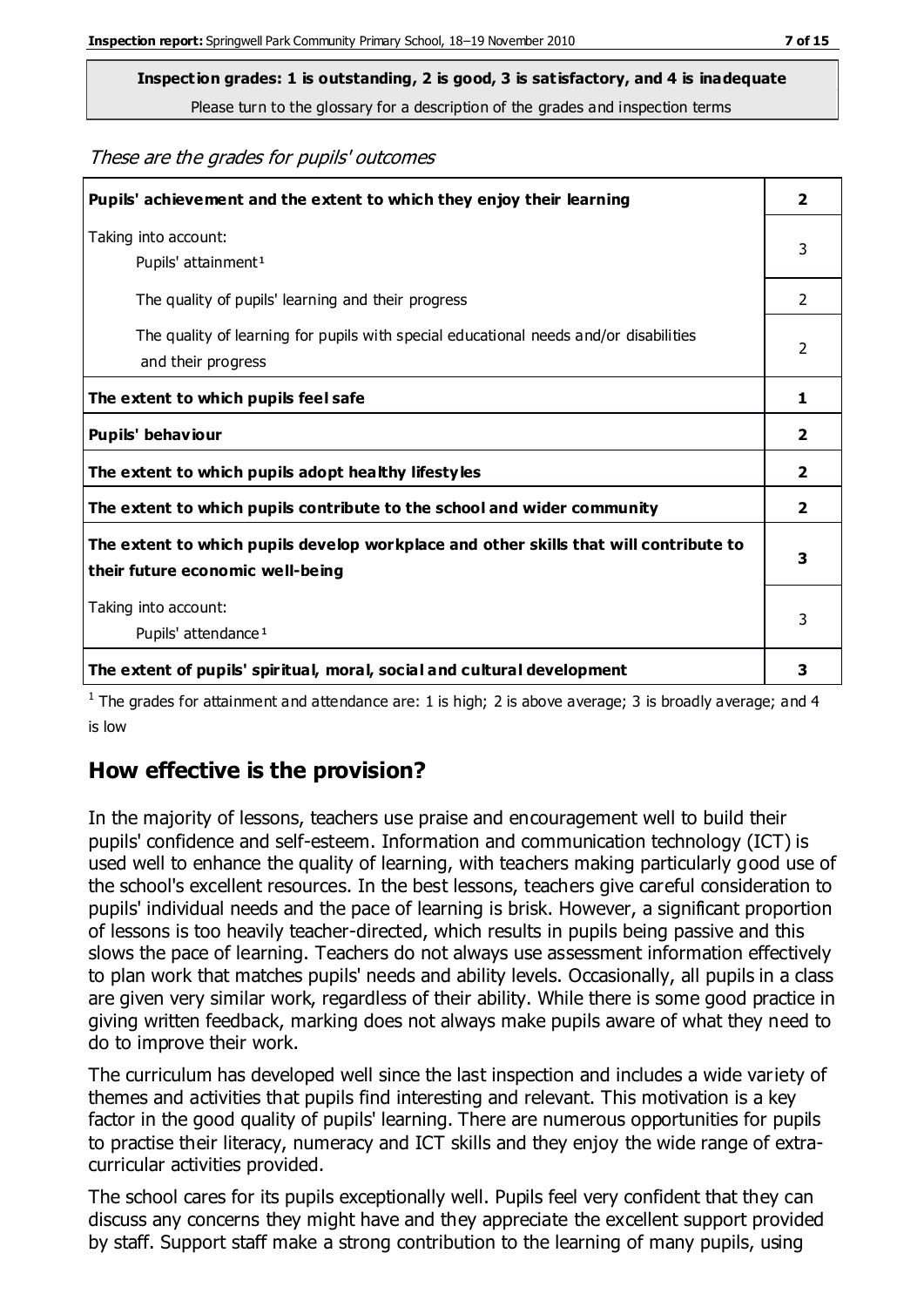**Inspection grades: 1 is outstanding, 2 is good, 3 is satisfactory, and 4 is inadequate**

Please turn to the glossary for a description of the grades and inspection terms

*These are the grades for pupils' outcomes*

| | |
|---|---|
| **Pupils' achievement and the extent to which they enjoy their learning** | **2** |
| Taking into account: Pupils' attainment [1] | 3 |
| The quality of pupils' learning and their progress | 2 |
| The quality of learning for pupils with special educational needs and/or disabilities and their progress | 2 |
| **The extent to which pupils feel safe** | **1** |
| **Pupils' behaviour** | **2** |
| **The extent to which pupils adopt healthy lifestyles** | **2** |
| **The extent to which pupils contribute to the school and wider community** | **2** |
| **The extent to which pupils develop workplace and other skills that will contribute to their future economic well-being** | **3** |
| Taking into account: Pupils' attendance [1] | 3 |
| **The extent of pupils' spiritual, moral, social and cultural development** | **3** |

[1] The grades for attainment and attendance are: 1 is high; 2 is above average; 3 is broadly average; and 4 is low

## How effective is the provision?

In the majority of lessons, teachers use praise and encouragement well to build their pupils' confidence and self-esteem. Information and communication technology (ICT) is used well to enhance the quality of learning, with teachers making particularly good use of the school's excellent resources. In the best lessons, teachers give careful consideration to pupils' individual needs and the pace of learning is brisk. However, a significant proportion of lessons is too heavily teacher-directed, which results in pupils being passive and this slows the pace of learning. Teachers do not always use assessment information effectively to plan work that matches pupils' needs and ability levels. Occasionally, all pupils in a class are given very similar work, regardless of their ability. While there is some good practice in giving written feedback, marking does not always make pupils aware of what they need to do to improve their work.

The curriculum has developed well since the last inspection and includes a wide variety of themes and activities that pupils find interesting and relevant. This motivation is a key factor in the good quality of pupils' learning. There are numerous opportunities for pupils to practise their literacy, numeracy and ICT skills and they enjoy the wide range of extra-curricular activities provided.

The school cares for its pupils exceptionally well. Pupils feel very confident that they can discuss any concerns they might have and they appreciate the excellent support provided by staff. Support staff make a strong contribution to the learning of many pupils, using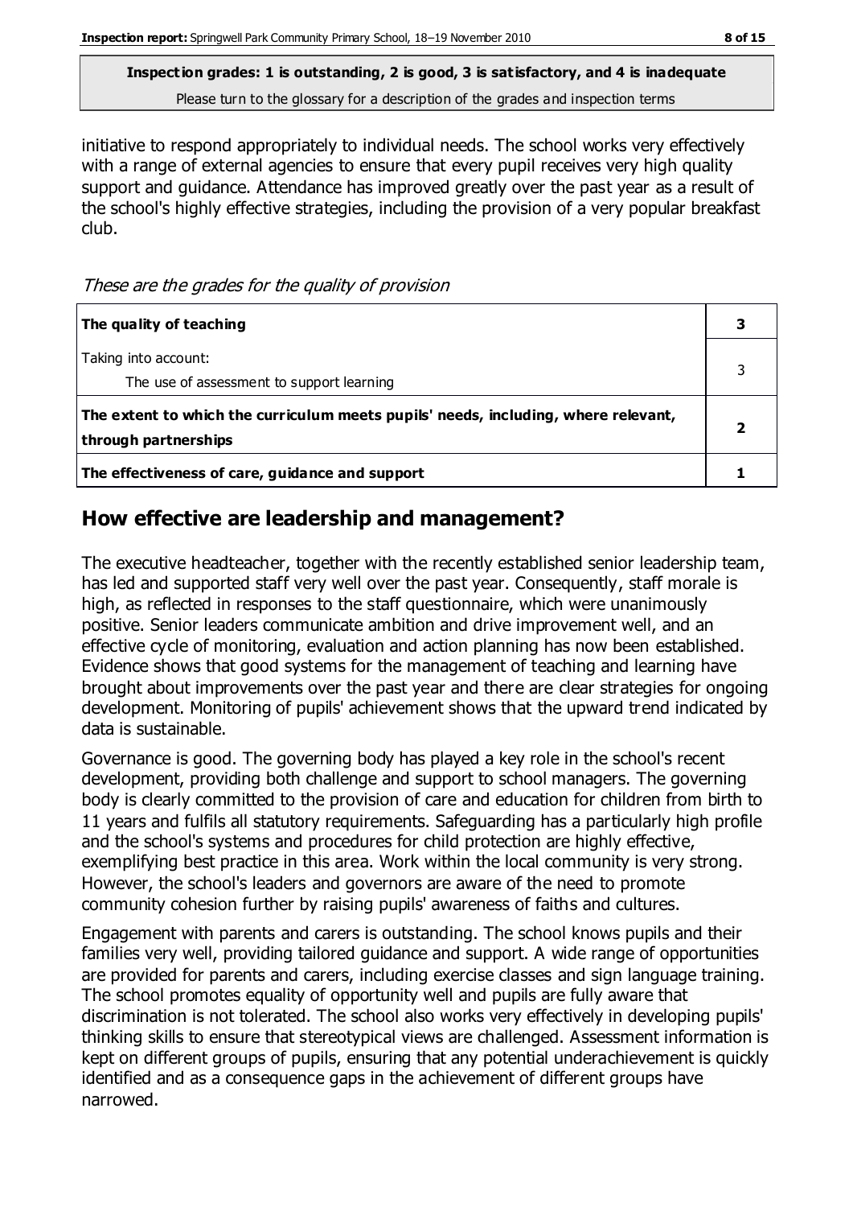**Inspection grades: 1 is outstanding, 2 is good, 3 is satisfactory, and 4 is inadequate**
Please turn to the glossary for a description of the grades and inspection terms

initiative to respond appropriately to individual needs. The school works very effectively with a range of external agencies to ensure that every pupil receives very high quality support and guidance. Attendance has improved greatly over the past year as a result of the school's highly effective strategies, including the provision of a very popular breakfast club.

*These are the grades for the quality of provision*

| | |
|---|---|
| **The quality of teaching** | **3** |
| Taking into account:<br>The use of assessment to support learning | 3 |
| **The extent to which the curriculum meets pupils' needs, including, where relevant, through partnerships** | **2** |
| **The effectiveness of care, guidance and support** | **1** |

## How effective are leadership and management?

The executive headteacher, together with the recently established senior leadership team, has led and supported staff very well over the past year. Consequently, staff morale is high, as reflected in responses to the staff questionnaire, which were unanimously positive. Senior leaders communicate ambition and drive improvement well, and an effective cycle of monitoring, evaluation and action planning has now been established. Evidence shows that good systems for the management of teaching and learning have brought about improvements over the past year and there are clear strategies for ongoing development. Monitoring of pupils' achievement shows that the upward trend indicated by data is sustainable.

Governance is good. The governing body has played a key role in the school's recent development, providing both challenge and support to school managers. The governing body is clearly committed to the provision of care and education for children from birth to 11 years and fulfils all statutory requirements. Safeguarding has a particularly high profile and the school's systems and procedures for child protection are highly effective, exemplifying best practice in this area. Work within the local community is very strong. However, the school's leaders and governors are aware of the need to promote community cohesion further by raising pupils' awareness of faiths and cultures.

Engagement with parents and carers is outstanding. The school knows pupils and their families very well, providing tailored guidance and support. A wide range of opportunities are provided for parents and carers, including exercise classes and sign language training. The school promotes equality of opportunity well and pupils are fully aware that discrimination is not tolerated. The school also works very effectively in developing pupils' thinking skills to ensure that stereotypical views are challenged. Assessment information is kept on different groups of pupils, ensuring that any potential underachievement is quickly identified and as a consequence gaps in the achievement of different groups have narrowed.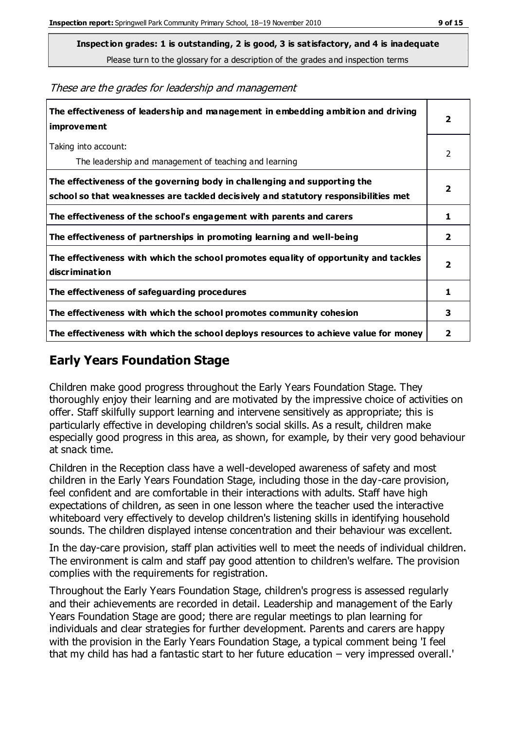**Inspection grades: 1 is outstanding, 2 is good, 3 is satisfactory, and 4 is inadequate**
Please turn to the glossary for a description of the grades and inspection terms

*These are the grades for leadership and management*

| | |
|---|---|
| **The effectiveness of leadership and management in embedding ambition and driving improvement** | **2** |
| Taking into account: The leadership and management of teaching and learning | 2 |
| **The effectiveness of the governing body in challenging and supporting the school so that weaknesses are tackled decisively and statutory responsibilities met** | **2** |
| **The effectiveness of the school's engagement with parents and carers** | **1** |
| **The effectiveness of partnerships in promoting learning and well-being** | **2** |
| **The effectiveness with which the school promotes equality of opportunity and tackles discrimination** | **2** |
| **The effectiveness of safeguarding procedures** | **1** |
| **The effectiveness with which the school promotes community cohesion** | **3** |
| **The effectiveness with which the school deploys resources to achieve value for money** | **2** |

## Early Years Foundation Stage

Children make good progress throughout the Early Years Foundation Stage. They thoroughly enjoy their learning and are motivated by the impressive choice of activities on offer. Staff skilfully support learning and intervene sensitively as appropriate; this is particularly effective in developing children's social skills. As a result, children make especially good progress in this area, as shown, for example, by their very good behaviour at snack time.

Children in the Reception class have a well-developed awareness of safety and most children in the Early Years Foundation Stage, including those in the day-care provision, feel confident and are comfortable in their interactions with adults. Staff have high expectations of children, as seen in one lesson where the teacher used the interactive whiteboard very effectively to develop children's listening skills in identifying household sounds. The children displayed intense concentration and their behaviour was excellent.

In the day-care provision, staff plan activities well to meet the needs of individual children. The environment is calm and staff pay good attention to children's welfare. The provision complies with the requirements for registration.

Throughout the Early Years Foundation Stage, children's progress is assessed regularly and their achievements are recorded in detail. Leadership and management of the Early Years Foundation Stage are good; there are regular meetings to plan learning for individuals and clear strategies for further development. Parents and carers are happy with the provision in the Early Years Foundation Stage, a typical comment being 'I feel that my child has had a fantastic start to her future education – very impressed overall.'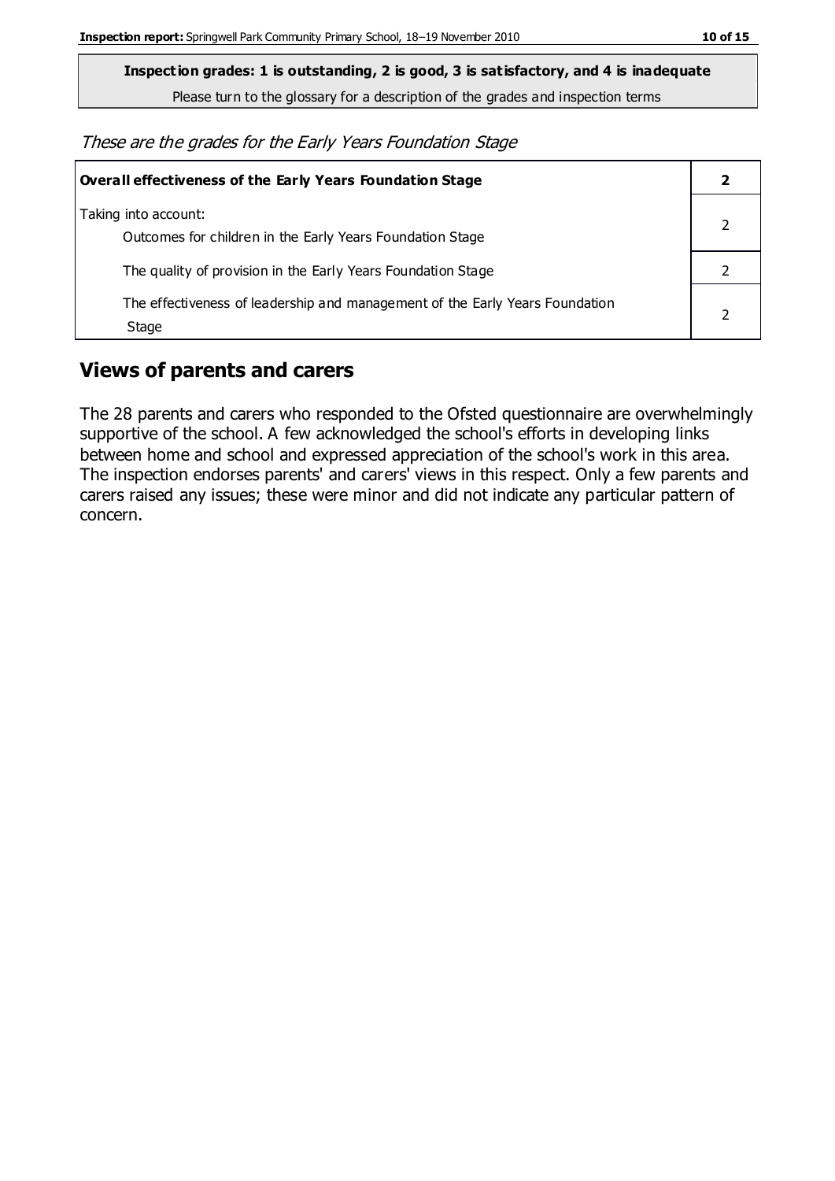**Inspection grades: 1 is outstanding, 2 is good, 3 is satisfactory, and 4 is inadequate**

Please turn to the glossary for a description of the grades and inspection terms

*These are the grades for the Early Years Foundation Stage*

| Overall effectiveness of the Early Years Foundation Stage | 2 |
|---|---|
| Taking into account:<br>Outcomes for children in the Early Years Foundation Stage | 2 |
| The quality of provision in the Early Years Foundation Stage | 2 |
| The effectiveness of leadership and management of the Early Years Foundation Stage | 2 |

## Views of parents and carers

The 28 parents and carers who responded to the Ofsted questionnaire are overwhelmingly supportive of the school. A few acknowledged the school's efforts in developing links between home and school and expressed appreciation of the school's work in this area. The inspection endorses parents' and carers' views in this respect. Only a few parents and carers raised any issues; these were minor and did not indicate any particular pattern of concern.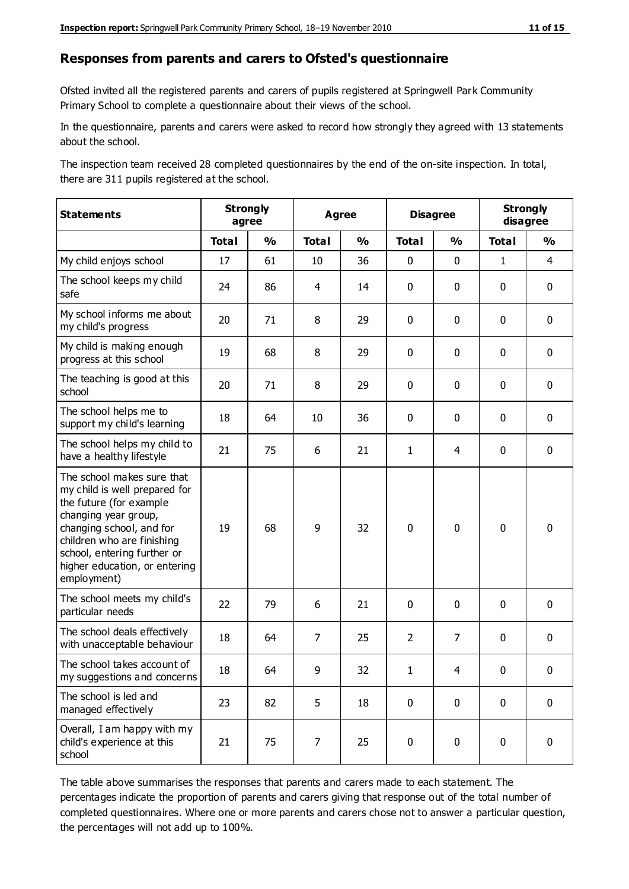## Responses from parents and carers to Ofsted's questionnaire

Ofsted invited all the registered parents and carers of pupils registered at Springwell Park Community Primary School to complete a questionnaire about their views of the school.

In the questionnaire, parents and carers were asked to record how strongly they agreed with 13 statements about the school.

The inspection team received 28 completed questionnaires by the end of the on-site inspection. In total, there are 311 pupils registered at the school.

| Statements | Strongly agree | | Agree | | Disagree | | Strongly disagree | |
|---|---|---|---|---|---|---|---|---|
| | Total | % | Total | % | Total | % | Total | % |
| My child enjoys school | 17 | 61 | 10 | 36 | 0 | 0 | 1 | 4 |
| The school keeps my child safe | 24 | 86 | 4 | 14 | 0 | 0 | 0 | 0 |
| My school informs me about my child's progress | 20 | 71 | 8 | 29 | 0 | 0 | 0 | 0 |
| My child is making enough progress at this school | 19 | 68 | 8 | 29 | 0 | 0 | 0 | 0 |
| The teaching is good at this school | 20 | 71 | 8 | 29 | 0 | 0 | 0 | 0 |
| The school helps me to support my child's learning | 18 | 64 | 10 | 36 | 0 | 0 | 0 | 0 |
| The school helps my child to have a healthy lifestyle | 21 | 75 | 6 | 21 | 1 | 4 | 0 | 0 |
| The school makes sure that my child is well prepared for the future (for example changing year group, changing school, and for children who are finishing school, entering further or higher education, or entering employment) | 19 | 68 | 9 | 32 | 0 | 0 | 0 | 0 |
| The school meets my child's particular needs | 22 | 79 | 6 | 21 | 0 | 0 | 0 | 0 |
| The school deals effectively with unacceptable behaviour | 18 | 64 | 7 | 25 | 2 | 7 | 0 | 0 |
| The school takes account of my suggestions and concerns | 18 | 64 | 9 | 32 | 1 | 4 | 0 | 0 |
| The school is led and managed effectively | 23 | 82 | 5 | 18 | 0 | 0 | 0 | 0 |
| Overall, I am happy with my child's experience at this school | 21 | 75 | 7 | 25 | 0 | 0 | 0 | 0 |

The table above summarises the responses that parents and carers made to each statement. The percentages indicate the proportion of parents and carers giving that response out of the total number of completed questionnaires. Where one or more parents and carers chose not to answer a particular question, the percentages will not add up to 100%.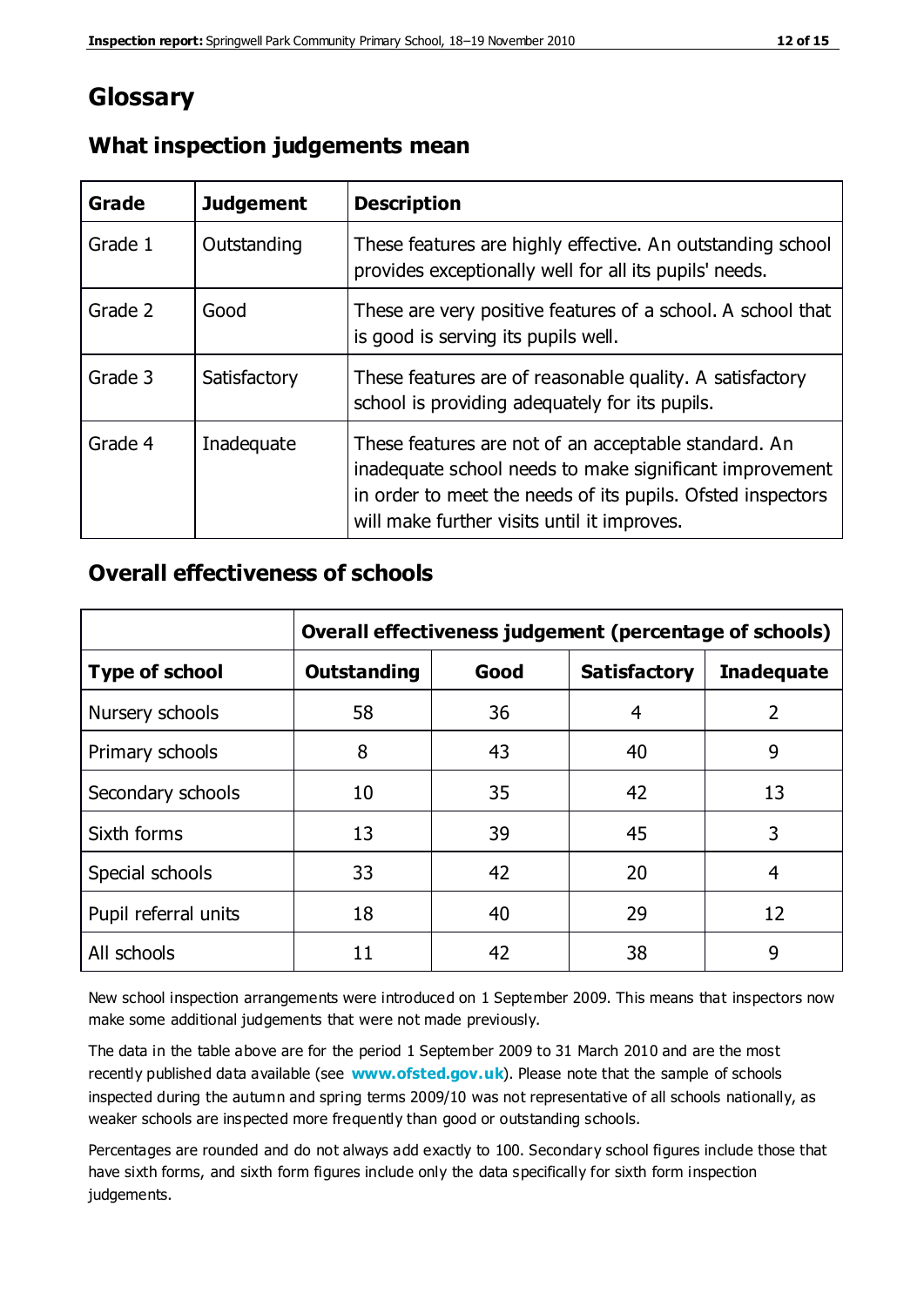# Glossary

## What inspection judgements mean

| Grade | Judgement | Description |
| --- | --- | --- |
| Grade 1 | Outstanding | These features are highly effective. An outstanding school provides exceptionally well for all its pupils' needs. |
| Grade 2 | Good | These are very positive features of a school. A school that is good is serving its pupils well. |
| Grade 3 | Satisfactory | These features are of reasonable quality. A satisfactory school is providing adequately for its pupils. |
| Grade 4 | Inadequate | These features are not of an acceptable standard. An inadequate school needs to make significant improvement in order to meet the needs of its pupils. Ofsted inspectors will make further visits until it improves. |

## Overall effectiveness of schools

| | **Overall effectiveness judgement (percentage of schools)** | | | |
| --- | --- | --- | --- | --- |
| **Type of school** | **Outstanding** | **Good** | **Satisfactory** | **Inadequate** |
| Nursery schools | 58 | 36 | 4 | 2 |
| Primary schools | 8 | 43 | 40 | 9 |
| Secondary schools | 10 | 35 | 42 | 13 |
| Sixth forms | 13 | 39 | 45 | 3 |
| Special schools | 33 | 42 | 20 | 4 |
| Pupil referral units | 18 | 40 | 29 | 12 |
| All schools | 11 | 42 | 38 | 9 |

New school inspection arrangements were introduced on 1 September 2009. This means that inspectors now make some additional judgements that were not made previously.

The data in the table above are for the period 1 September 2009 to 31 March 2010 and are the most recently published data available (see **www.ofsted.gov.uk**). Please note that the sample of schools inspected during the autumn and spring terms 2009/10 was not representative of all schools nationally, as weaker schools are inspected more frequently than good or outstanding schools.

Percentages are rounded and do not always add exactly to 100. Secondary school figures include those that have sixth forms, and sixth form figures include only the data specifically for sixth form inspection judgements.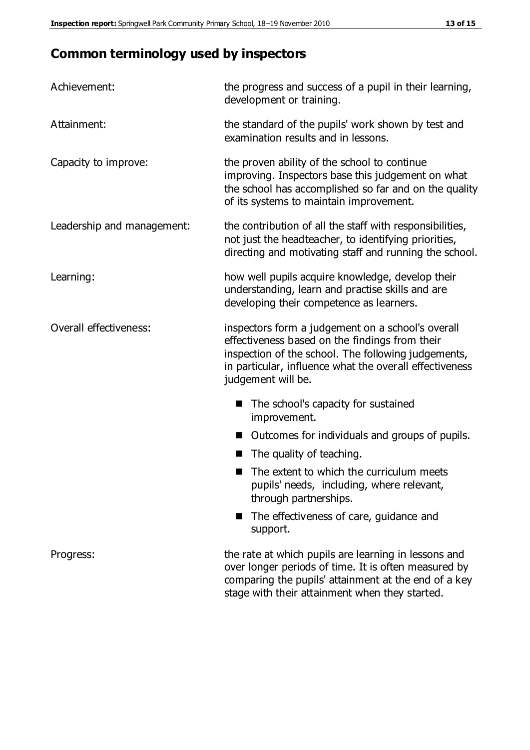## Common terminology used by inspectors

| | |
|---|---|
| Achievement: | the progress and success of a pupil in their learning, development or training. |
| Attainment: | the standard of the pupils' work shown by test and examination results and in lessons. |
| Capacity to improve: | the proven ability of the school to continue improving. Inspectors base this judgement on what the school has accomplished so far and on the quality of its systems to maintain improvement. |
| Leadership and management: | the contribution of all the staff with responsibilities, not just the headteacher, to identifying priorities, directing and motivating staff and running the school. |
| Learning: | how well pupils acquire knowledge, develop their understanding, learn and practise skills and are developing their competence as learners. |
| Overall effectiveness: | inspectors form a judgement on a school's overall effectiveness based on the findings from their inspection of the school. The following judgements, in particular, influence what the overall effectiveness judgement will be. |

- The school's capacity for sustained improvement.
- Outcomes for individuals and groups of pupils.
- The quality of teaching.
- The extent to which the curriculum meets pupils' needs, including, where relevant, through partnerships.
- The effectiveness of care, guidance and support.

| | |
|---|---|
| Progress: | the rate at which pupils are learning in lessons and over longer periods of time. It is often measured by comparing the pupils' attainment at the end of a key stage with their attainment when they started. |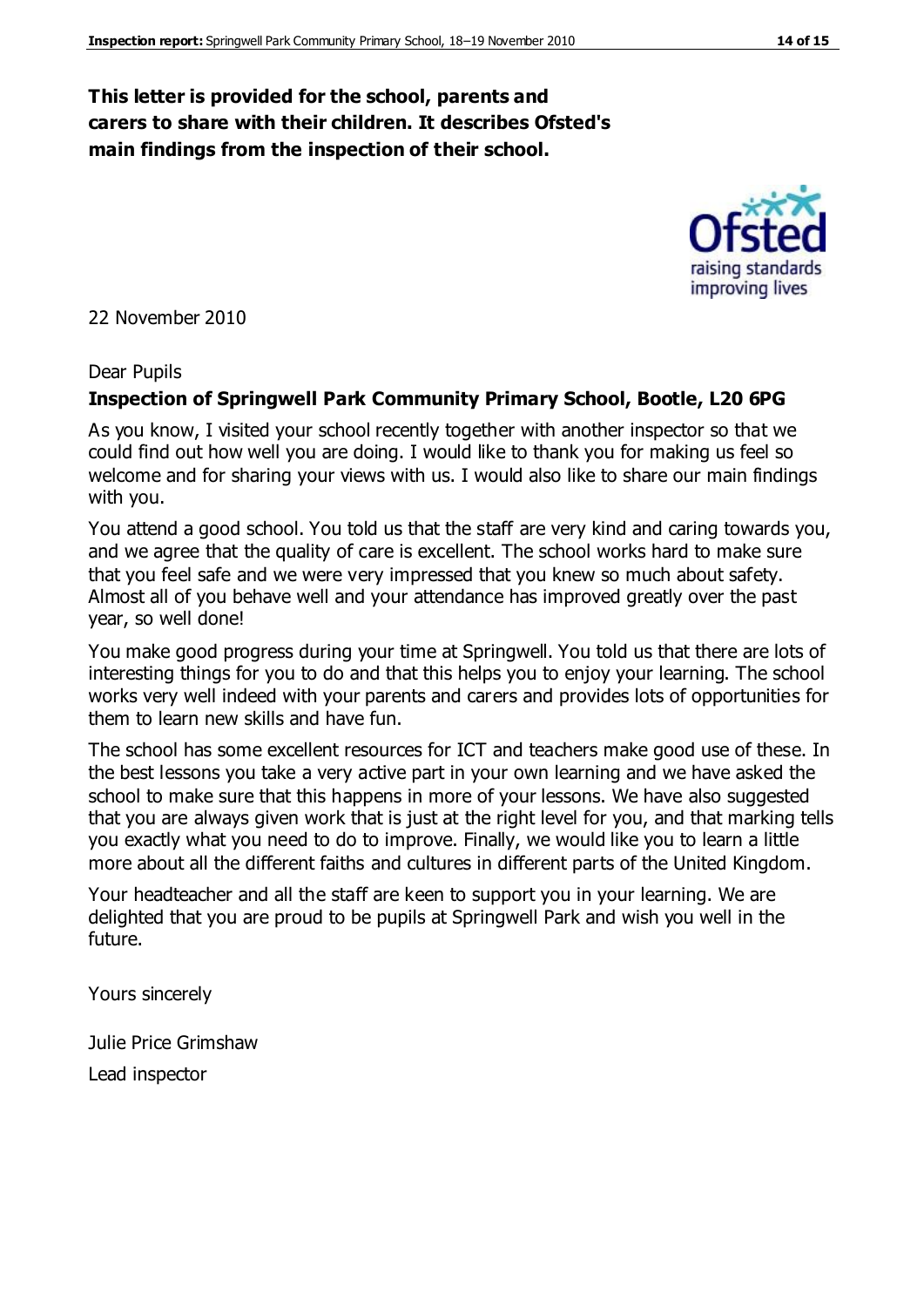**This letter is provided for the school, parents and carers to share with their children. It describes Ofsted's main findings from the inspection of their school.**

22 November 2010

Dear Pupils

**Inspection of Springwell Park Community Primary School, Bootle, L20 6PG**

As you know, I visited your school recently together with another inspector so that we could find out how well you are doing. I would like to thank you for making us feel so welcome and for sharing your views with us. I would also like to share our main findings with you.

You attend a good school. You told us that the staff are very kind and caring towards you, and we agree that the quality of care is excellent. The school works hard to make sure that you feel safe and we were very impressed that you knew so much about safety. Almost all of you behave well and your attendance has improved greatly over the past year, so well done!

You make good progress during your time at Springwell. You told us that there are lots of interesting things for you to do and that this helps you to enjoy your learning. The school works very well indeed with your parents and carers and provides lots of opportunities for them to learn new skills and have fun.

The school has some excellent resources for ICT and teachers make good use of these. In the best lessons you take a very active part in your own learning and we have asked the school to make sure that this happens in more of your lessons. We have also suggested that you are always given work that is just at the right level for you, and that marking tells you exactly what you need to do to improve. Finally, we would like you to learn a little more about all the different faiths and cultures in different parts of the United Kingdom.

Your headteacher and all the staff are keen to support you in your learning. We are delighted that you are proud to be pupils at Springwell Park and wish you well in the future.

Yours sincerely

Julie Price Grimshaw

Lead inspector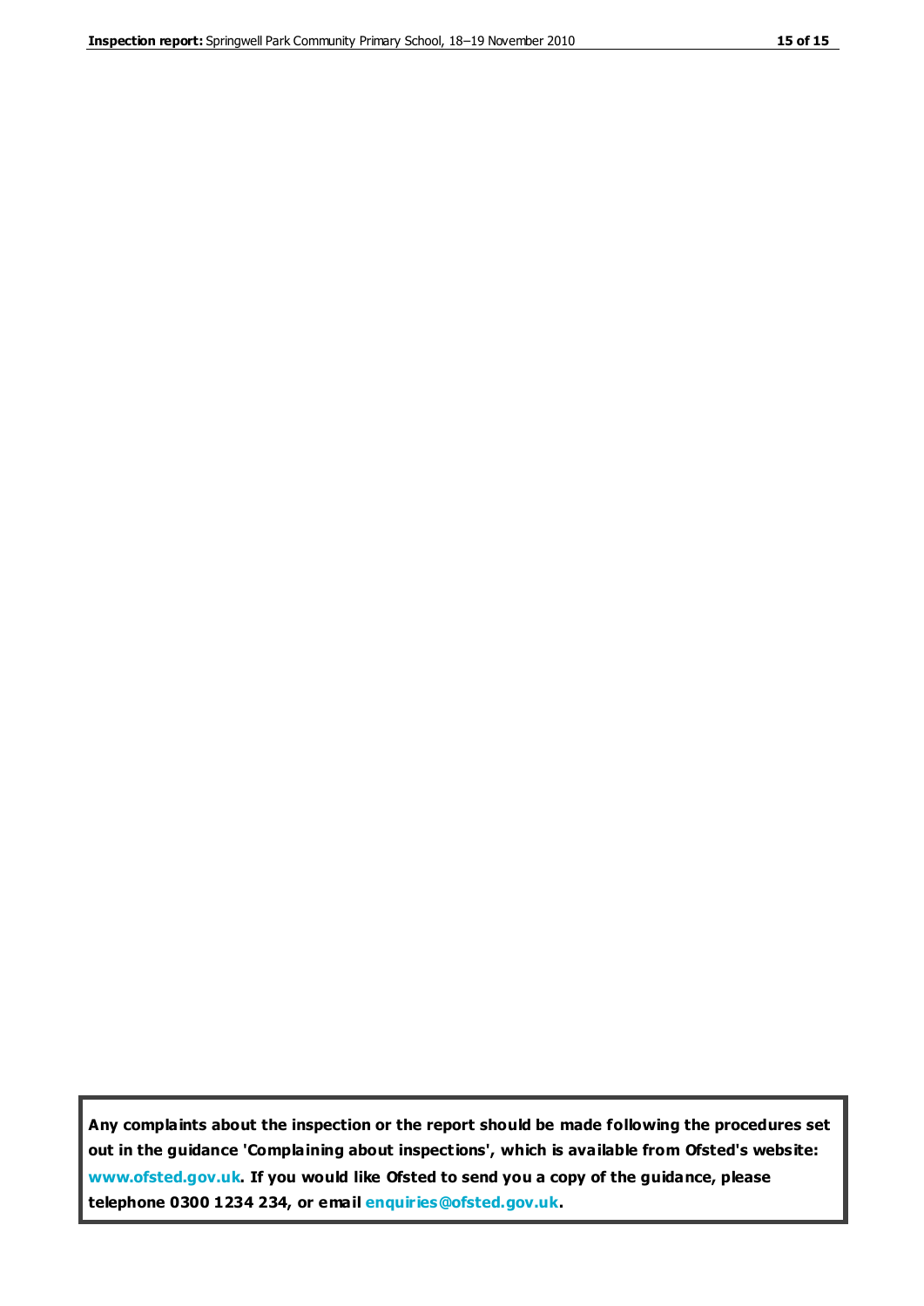**Any complaints about the inspection or the report should be made following the procedures set out in the guidance 'Complaining about inspections', which is available from Ofsted's website: www.ofsted.gov.uk. If you would like Ofsted to send you a copy of the guidance, please telephone 0300 1234 234, or email enquiries@ofsted.gov.uk.**